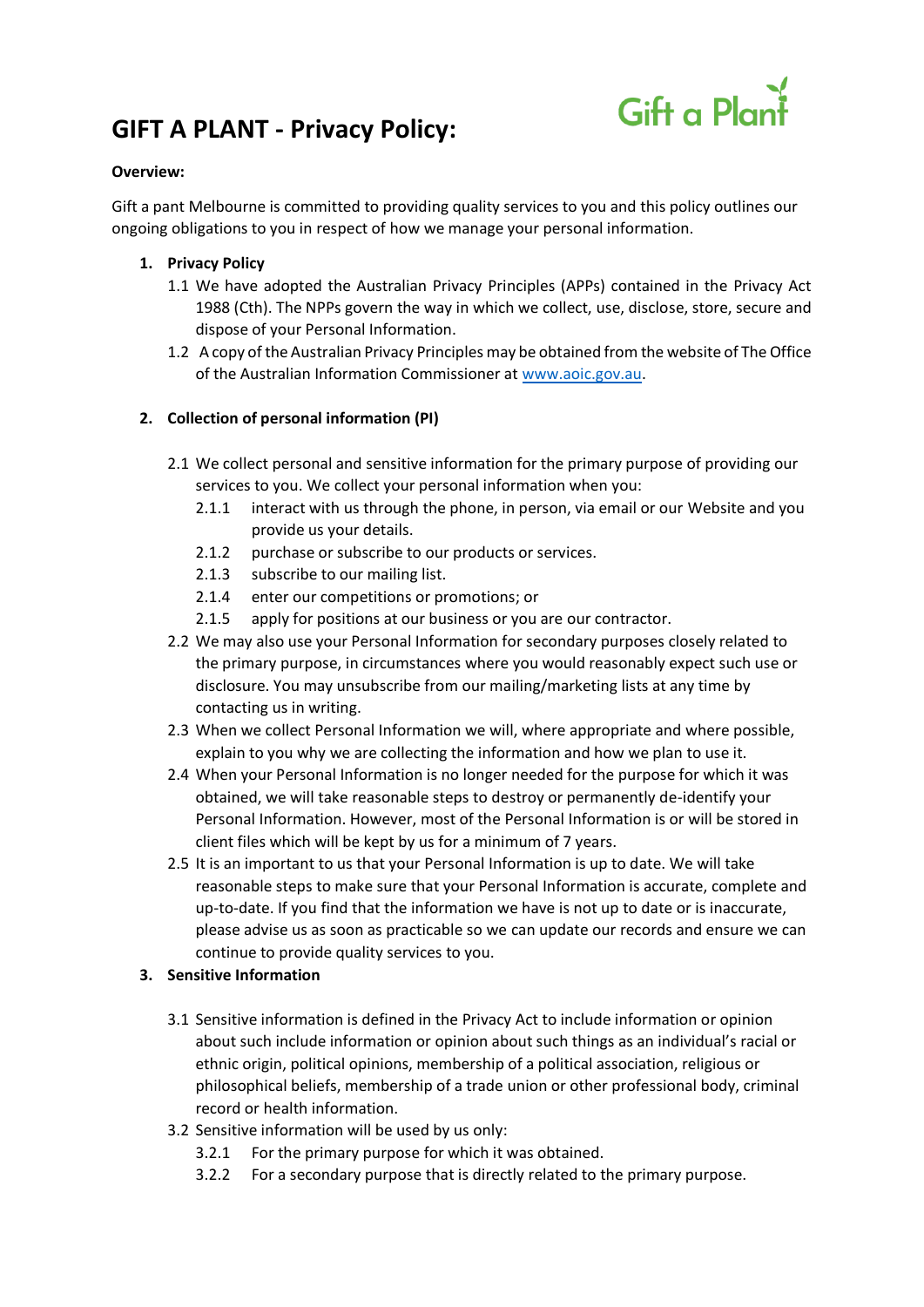# GIFT A PLANT - Privacy Policy:

**Overview:**

Gift a pant Melbourne is committed to providing quality services to you and this policy outlines our ongoing obligations to you in respect of how we manage your personal information.

1. **Privacy Policy**
   1.1 We have adopted the Australian Privacy Principles (APPs) contained in the Privacy Act 1988 (Cth). The NPPs govern the way in which we collect, use, disclose, store, secure and dispose of your Personal Information.
   1.2 A copy of the Australian Privacy Principles may be obtained from the website of The Office of the Australian Information Commissioner at [www.aoic.gov.au](www.aoic.gov.au).

2. **Collection of personal information (PI)**

   2.1 We collect personal and sensitive information for the primary purpose of providing our services to you. We collect your personal information when you:
      2.1.1 interact with us through the phone, in person, via email or our Website and you provide us your details.
      2.1.2 purchase or subscribe to our products or services.
      2.1.3 subscribe to our mailing list.
      2.1.4 enter our competitions or promotions; or
      2.1.5 apply for positions at our business or you are our contractor.

   2.2 We may also use your Personal Information for secondary purposes closely related to the primary purpose, in circumstances where you would reasonably expect such use or disclosure. You may unsubscribe from our mailing/marketing lists at any time by contacting us in writing.
   2.3 When we collect Personal Information we will, where appropriate and where possible, explain to you why we are collecting the information and how we plan to use it.
   2.4 When your Personal Information is no longer needed for the purpose for which it was obtained, we will take reasonable steps to destroy or permanently de-identify your Personal Information. However, most of the Personal Information is or will be stored in client files which will be kept by us for a minimum of 7 years.
   2.5 It is an important to us that your Personal Information is up to date. We will take reasonable steps to make sure that your Personal Information is accurate, complete and up-to-date. If you find that the information we have is not up to date or is inaccurate, please advise us as soon as practicable so we can update our records and ensure we can continue to provide quality services to you.

3. **Sensitive Information**

   3.1 Sensitive information is defined in the Privacy Act to include information or opinion about such include information or opinion about such things as an individual's racial or ethnic origin, political opinions, membership of a political association, religious or philosophical beliefs, membership of a trade union or other professional body, criminal record or health information.
   3.2 Sensitive information will be used by us only:
      3.2.1 For the primary purpose for which it was obtained.
      3.2.2 For a secondary purpose that is directly related to the primary purpose.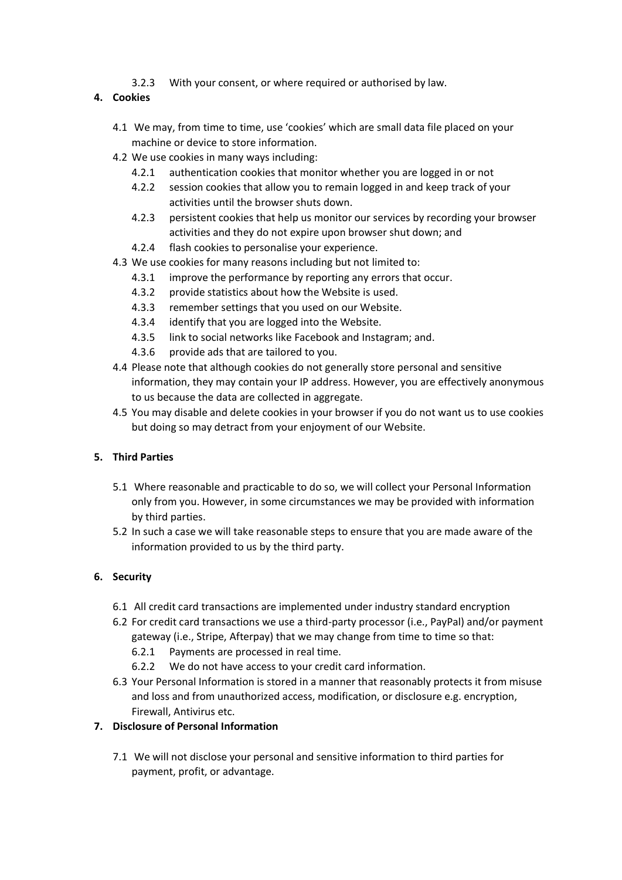3.2.3 With your consent, or where required or authorised by law.

## 4. Cookies

4.1 We may, from time to time, use 'cookies' which are small data file placed on your machine or device to store information.

4.2 We use cookies in many ways including:

- 4.2.1 authentication cookies that monitor whether you are logged in or not
- 4.2.2 session cookies that allow you to remain logged in and keep track of your activities until the browser shuts down.
- 4.2.3 persistent cookies that help us monitor our services by recording your browser activities and they do not expire upon browser shut down; and
- 4.2.4 flash cookies to personalise your experience.

4.3 We use cookies for many reasons including but not limited to:

- 4.3.1 improve the performance by reporting any errors that occur.
- 4.3.2 provide statistics about how the Website is used.
- 4.3.3 remember settings that you used on our Website.
- 4.3.4 identify that you are logged into the Website.
- 4.3.5 link to social networks like Facebook and Instagram; and.
- 4.3.6 provide ads that are tailored to you.

4.4 Please note that although cookies do not generally store personal and sensitive information, they may contain your IP address. However, you are effectively anonymous to us because the data are collected in aggregate.

4.5 You may disable and delete cookies in your browser if you do not want us to use cookies but doing so may detract from your enjoyment of our Website.

## 5. Third Parties

5.1 Where reasonable and practicable to do so, we will collect your Personal Information only from you. However, in some circumstances we may be provided with information by third parties.

5.2 In such a case we will take reasonable steps to ensure that you are made aware of the information provided to us by the third party.

## 6. Security

6.1 All credit card transactions are implemented under industry standard encryption

6.2 For credit card transactions we use a third-party processor (i.e., PayPal) and/or payment gateway (i.e., Stripe, Afterpay) that we may change from time to time so that:

- 6.2.1 Payments are processed in real time.
- 6.2.2 We do not have access to your credit card information.

6.3 Your Personal Information is stored in a manner that reasonably protects it from misuse and loss and from unauthorized access, modification, or disclosure e.g. encryption, Firewall, Antivirus etc.

## 7. Disclosure of Personal Information

7.1 We will not disclose your personal and sensitive information to third parties for payment, profit, or advantage.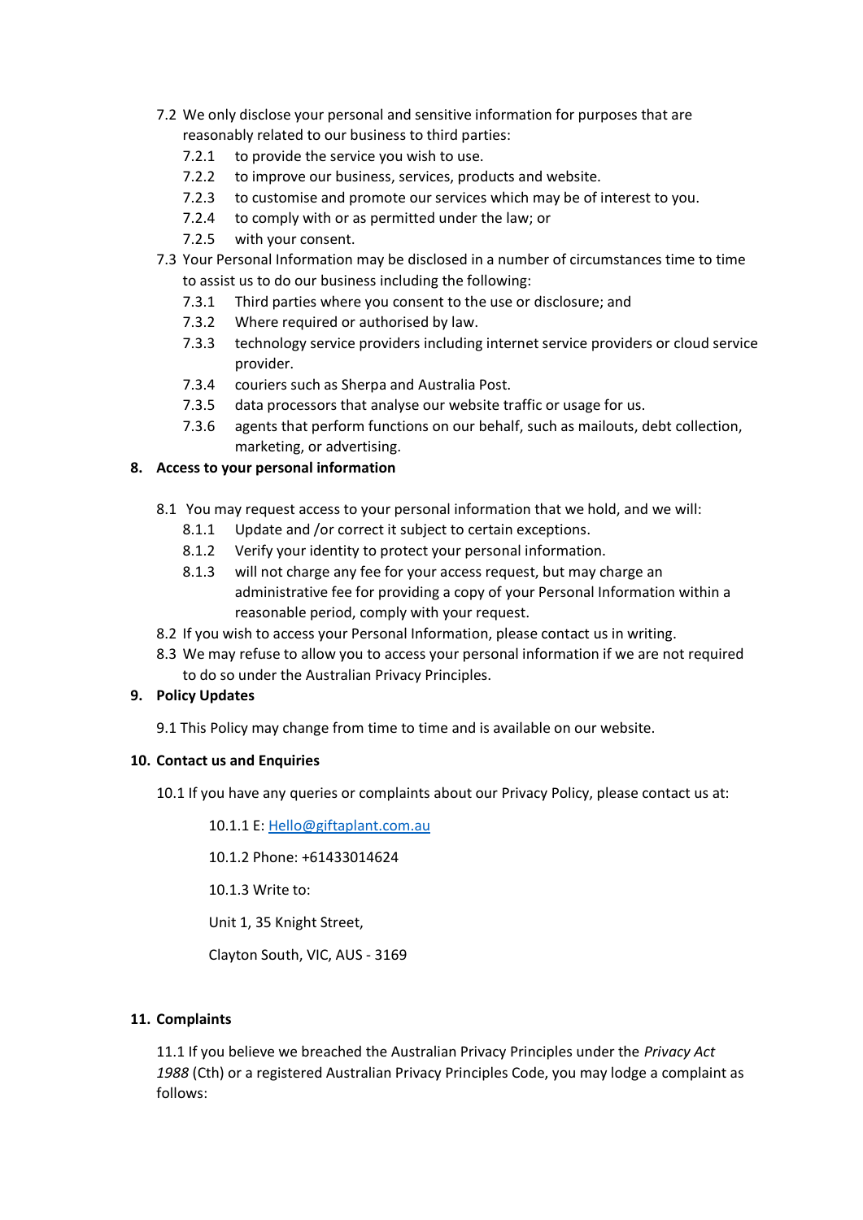7.2 We only disclose your personal and sensitive information for purposes that are reasonably related to our business to third parties:

- 7.2.1 to provide the service you wish to use.
- 7.2.2 to improve our business, services, products and website.
- 7.2.3 to customise and promote our services which may be of interest to you.
- 7.2.4 to comply with or as permitted under the law; or
- 7.2.5 with your consent.

7.3 Your Personal Information may be disclosed in a number of circumstances time to time to assist us to do our business including the following:

- 7.3.1 Third parties where you consent to the use or disclosure; and
- 7.3.2 Where required or authorised by law.
- 7.3.3 technology service providers including internet service providers or cloud service provider.
- 7.3.4 couriers such as Sherpa and Australia Post.
- 7.3.5 data processors that analyse our website traffic or usage for us.
- 7.3.6 agents that perform functions on our behalf, such as mailouts, debt collection, marketing, or advertising.

## 8. Access to your personal information

8.1 You may request access to your personal information that we hold, and we will:

- 8.1.1 Update and /or correct it subject to certain exceptions.
- 8.1.2 Verify your identity to protect your personal information.
- 8.1.3 will not charge any fee for your access request, but may charge an administrative fee for providing a copy of your Personal Information within a reasonable period, comply with your request.

8.2 If you wish to access your Personal Information, please contact us in writing.

8.3 We may refuse to allow you to access your personal information if we are not required to do so under the Australian Privacy Principles.

## 9. Policy Updates

9.1 This Policy may change from time to time and is available on our website.

## 10. Contact us and Enquiries

10.1 If you have any queries or complaints about our Privacy Policy, please contact us at:

10.1.1 E: Hello@giftaplant.com.au

10.1.2 Phone: +61433014624

10.1.3 Write to:

Unit 1, 35 Knight Street,

Clayton South, VIC, AUS - 3169

## 11. Complaints

11.1 If you believe we breached the Australian Privacy Principles under the *Privacy Act 1988* (Cth) or a registered Australian Privacy Principles Code, you may lodge a complaint as follows: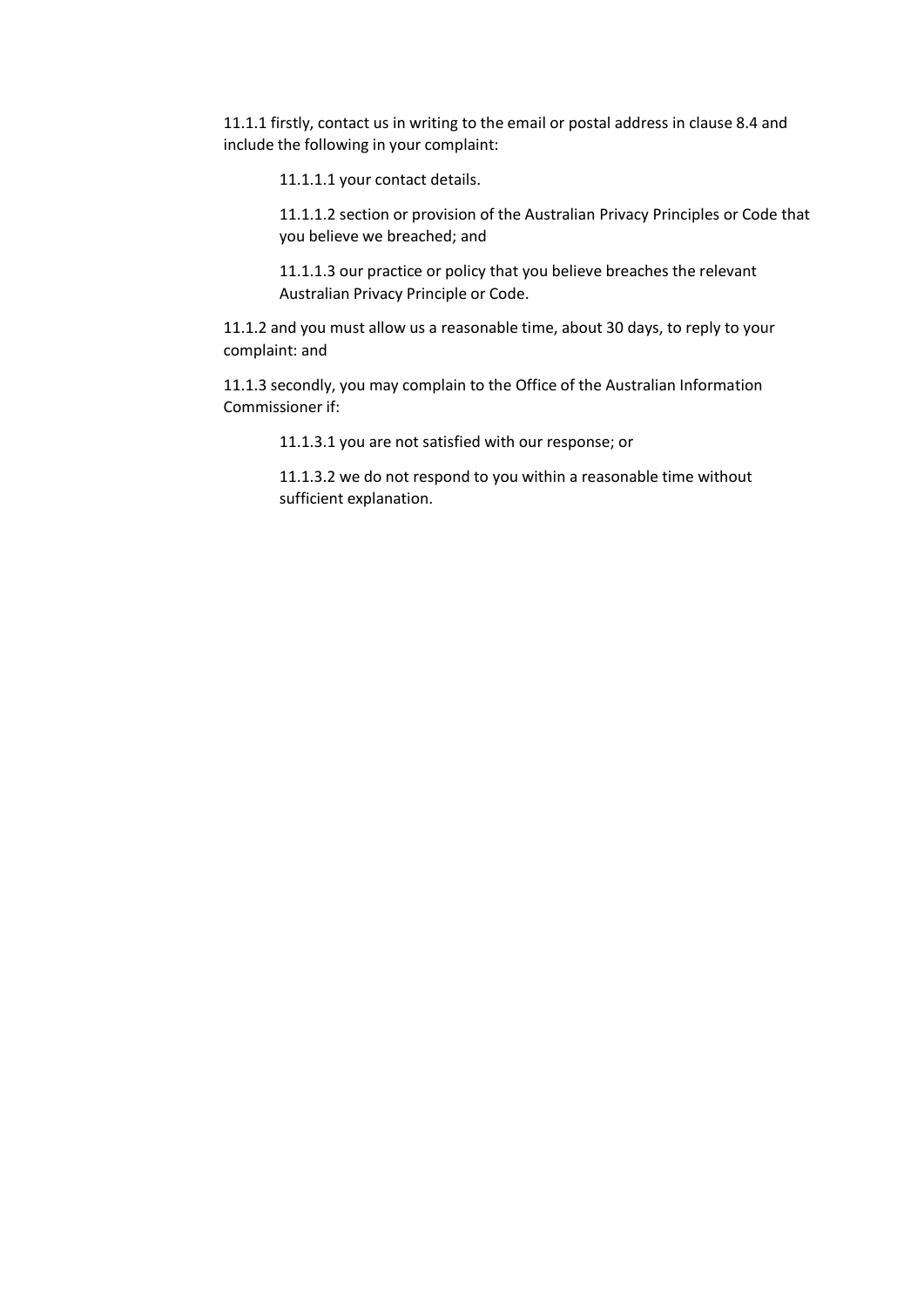11.1.1 firstly, contact us in writing to the email or postal address in clause 8.4 and include the following in your complaint:

11.1.1.1 your contact details.

11.1.1.2 section or provision of the Australian Privacy Principles or Code that you believe we breached; and

11.1.1.3 our practice or policy that you believe breaches the relevant Australian Privacy Principle or Code.

11.1.2 and you must allow us a reasonable time, about 30 days, to reply to your complaint: and

11.1.3 secondly, you may complain to the Office of the Australian Information Commissioner if:

11.1.3.1 you are not satisfied with our response; or

11.1.3.2 we do not respond to you within a reasonable time without sufficient explanation.